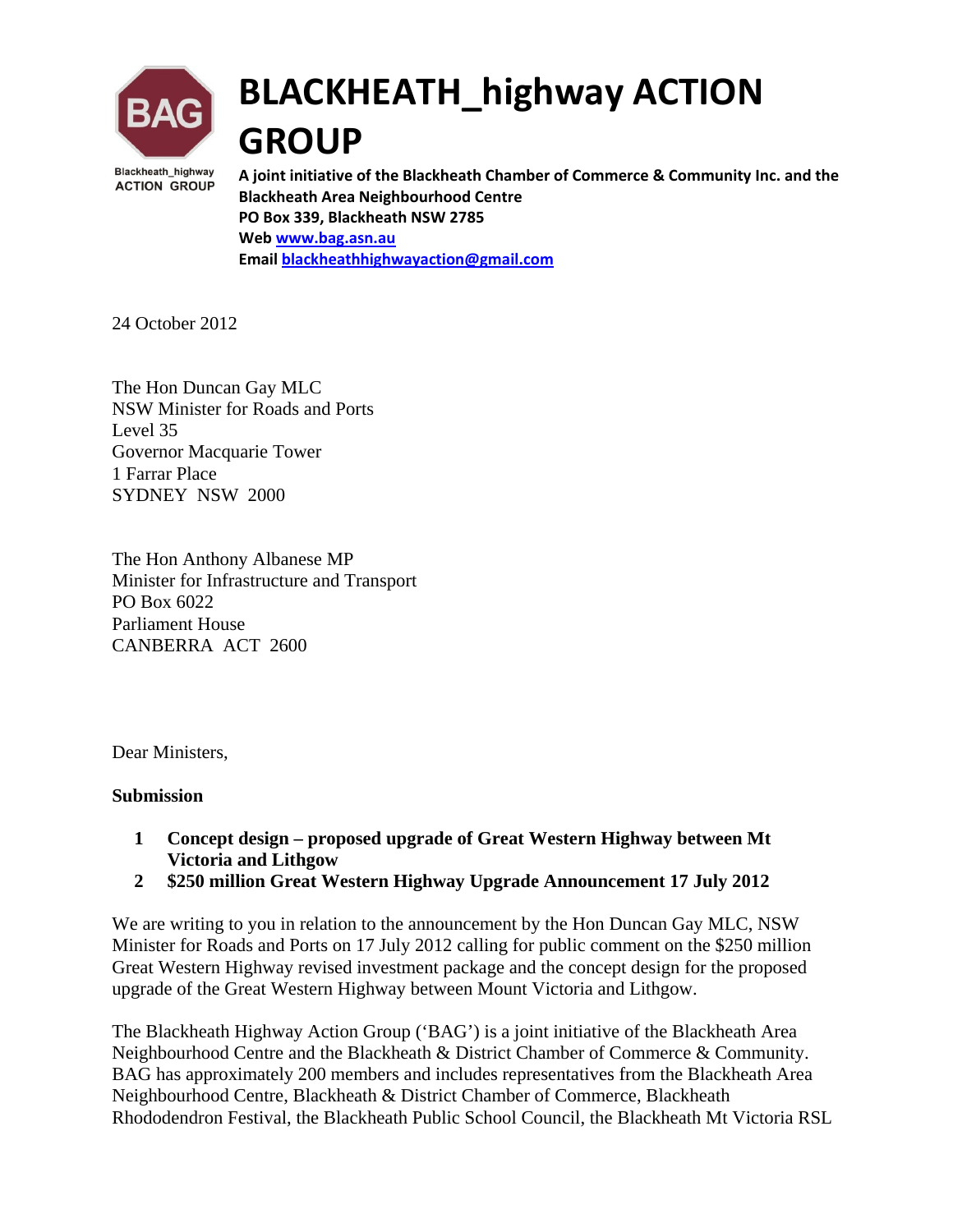# BLACKHEATH_highway ACTION GROUP

Blackheath_highway ACTION GROUP

**A joint initiative of the Blackheath Chamber of Commerce & Community Inc. and the Blackheath Area Neighbourhood Centre**
**PO Box 339, Blackheath NSW 2785**
**Web www.bag.asn.au**
**Email blackheathhighwayaction@gmail.com**

24 October 2012

The Hon Duncan Gay MLC
NSW Minister for Roads and Ports
Level 35
Governor Macquarie Tower
1 Farrar Place
SYDNEY NSW 2000

The Hon Anthony Albanese MP
Minister for Infrastructure and Transport
PO Box 6022
Parliament House
CANBERRA ACT 2600

Dear Ministers,

**Submission**

1. **Concept design – proposed upgrade of Great Western Highway between Mt Victoria and Lithgow**
2. **$250 million Great Western Highway Upgrade Announcement 17 July 2012**

We are writing to you in relation to the announcement by the Hon Duncan Gay MLC, NSW Minister for Roads and Ports on 17 July 2012 calling for public comment on the $250 million Great Western Highway revised investment package and the concept design for the proposed upgrade of the Great Western Highway between Mount Victoria and Lithgow.

The Blackheath Highway Action Group ('BAG') is a joint initiative of the Blackheath Area Neighbourhood Centre and the Blackheath & District Chamber of Commerce & Community. BAG has approximately 200 members and includes representatives from the Blackheath Area Neighbourhood Centre, Blackheath & District Chamber of Commerce, Blackheath Rhododendron Festival, the Blackheath Public School Council, the Blackheath Mt Victoria RSL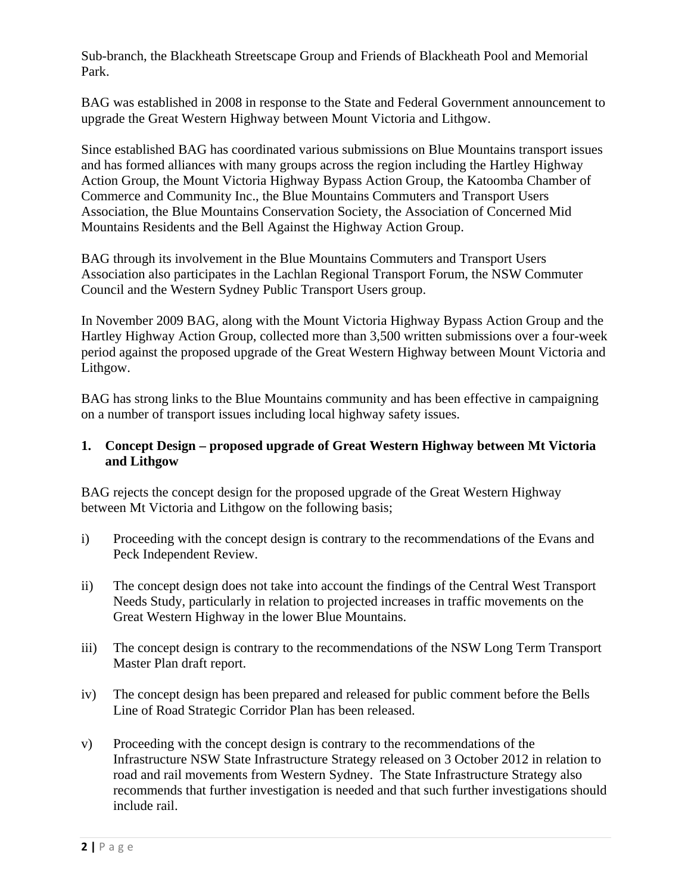Sub-branch, the Blackheath Streetscape Group and Friends of Blackheath Pool and Memorial Park.

BAG was established in 2008 in response to the State and Federal Government announcement to upgrade the Great Western Highway between Mount Victoria and Lithgow.

Since established BAG has coordinated various submissions on Blue Mountains transport issues and has formed alliances with many groups across the region including the Hartley Highway Action Group, the Mount Victoria Highway Bypass Action Group, the Katoomba Chamber of Commerce and Community Inc., the Blue Mountains Commuters and Transport Users Association, the Blue Mountains Conservation Society, the Association of Concerned Mid Mountains Residents and the Bell Against the Highway Action Group.

BAG through its involvement in the Blue Mountains Commuters and Transport Users Association also participates in the Lachlan Regional Transport Forum, the NSW Commuter Council and the Western Sydney Public Transport Users group.

In November 2009 BAG, along with the Mount Victoria Highway Bypass Action Group and the Hartley Highway Action Group, collected more than 3,500 written submissions over a four-week period against the proposed upgrade of the Great Western Highway between Mount Victoria and Lithgow.

BAG has strong links to the Blue Mountains community and has been effective in campaigning on a number of transport issues including local highway safety issues.

## 1. Concept Design – proposed upgrade of Great Western Highway between Mt Victoria and Lithgow

BAG rejects the concept design for the proposed upgrade of the Great Western Highway between Mt Victoria and Lithgow on the following basis;

i) Proceeding with the concept design is contrary to the recommendations of the Evans and Peck Independent Review.

ii) The concept design does not take into account the findings of the Central West Transport Needs Study, particularly in relation to projected increases in traffic movements on the Great Western Highway in the lower Blue Mountains.

iii) The concept design is contrary to the recommendations of the NSW Long Term Transport Master Plan draft report.

iv) The concept design has been prepared and released for public comment before the Bells Line of Road Strategic Corridor Plan has been released.

v) Proceeding with the concept design is contrary to the recommendations of the Infrastructure NSW State Infrastructure Strategy released on 3 October 2012 in relation to road and rail movements from Western Sydney. The State Infrastructure Strategy also recommends that further investigation is needed and that such further investigations should include rail.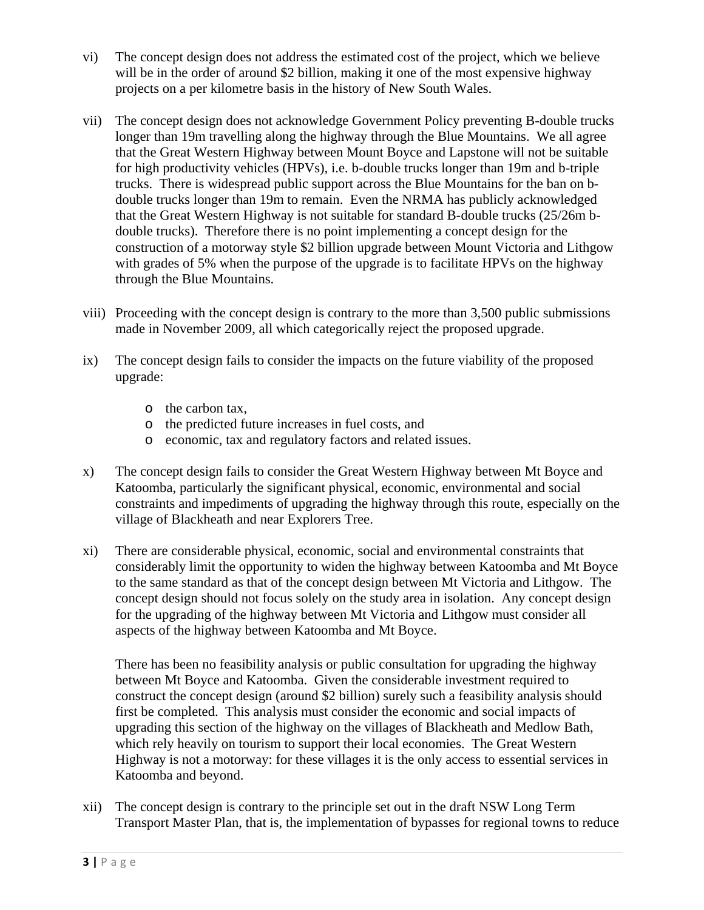vi) The concept design does not address the estimated cost of the project, which we believe will be in the order of around $2 billion, making it one of the most expensive highway projects on a per kilometre basis in the history of New South Wales.

vii) The concept design does not acknowledge Government Policy preventing B-double trucks longer than 19m travelling along the highway through the Blue Mountains. We all agree that the Great Western Highway between Mount Boyce and Lapstone will not be suitable for high productivity vehicles (HPVs), i.e. b-double trucks longer than 19m and b-triple trucks. There is widespread public support across the Blue Mountains for the ban on b-double trucks longer than 19m to remain. Even the NRMA has publicly acknowledged that the Great Western Highway is not suitable for standard B-double trucks (25/26m b-double trucks). Therefore there is no point implementing a concept design for the construction of a motorway style $2 billion upgrade between Mount Victoria and Lithgow with grades of 5% when the purpose of the upgrade is to facilitate HPVs on the highway through the Blue Mountains.

viii) Proceeding with the concept design is contrary to the more than 3,500 public submissions made in November 2009, all which categorically reject the proposed upgrade.

ix) The concept design fails to consider the impacts on the future viability of the proposed upgrade:

- the carbon tax,
- the predicted future increases in fuel costs, and
- economic, tax and regulatory factors and related issues.

x) The concept design fails to consider the Great Western Highway between Mt Boyce and Katoomba, particularly the significant physical, economic, environmental and social constraints and impediments of upgrading the highway through this route, especially on the village of Blackheath and near Explorers Tree.

xi) There are considerable physical, economic, social and environmental constraints that considerably limit the opportunity to widen the highway between Katoomba and Mt Boyce to the same standard as that of the concept design between Mt Victoria and Lithgow. The concept design should not focus solely on the study area in isolation. Any concept design for the upgrading of the highway between Mt Victoria and Lithgow must consider all aspects of the highway between Katoomba and Mt Boyce.

There has been no feasibility analysis or public consultation for upgrading the highway between Mt Boyce and Katoomba. Given the considerable investment required to construct the concept design (around $2 billion) surely such a feasibility analysis should first be completed. This analysis must consider the economic and social impacts of upgrading this section of the highway on the villages of Blackheath and Medlow Bath, which rely heavily on tourism to support their local economies. The Great Western Highway is not a motorway: for these villages it is the only access to essential services in Katoomba and beyond.

xii) The concept design is contrary to the principle set out in the draft NSW Long Term Transport Master Plan, that is, the implementation of bypasses for regional towns to reduce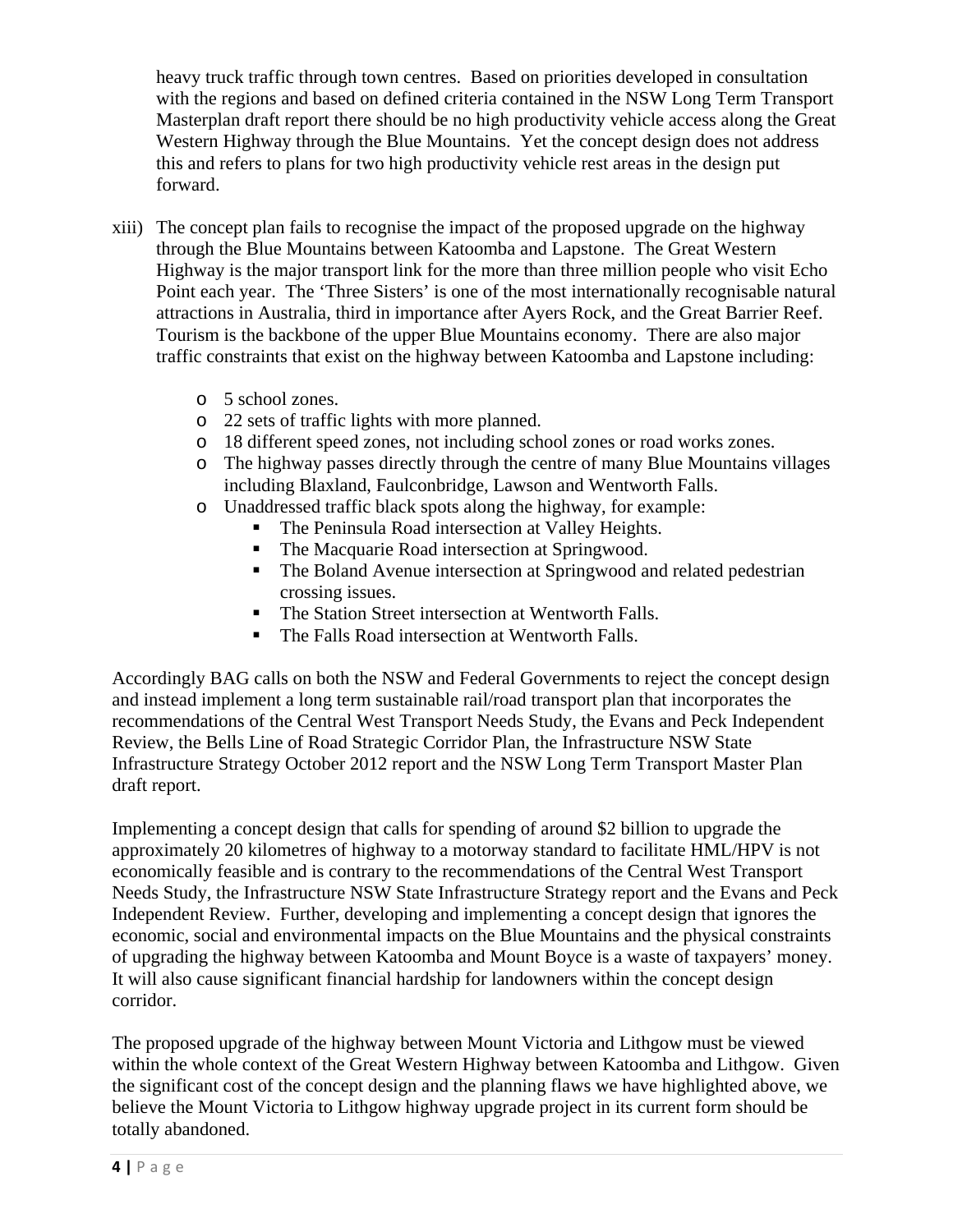heavy truck traffic through town centres. Based on priorities developed in consultation with the regions and based on defined criteria contained in the NSW Long Term Transport Masterplan draft report there should be no high productivity vehicle access along the Great Western Highway through the Blue Mountains. Yet the concept design does not address this and refers to plans for two high productivity vehicle rest areas in the design put forward.

xiii) The concept plan fails to recognise the impact of the proposed upgrade on the highway through the Blue Mountains between Katoomba and Lapstone. The Great Western Highway is the major transport link for the more than three million people who visit Echo Point each year. The 'Three Sisters' is one of the most internationally recognisable natural attractions in Australia, third in importance after Ayers Rock, and the Great Barrier Reef. Tourism is the backbone of the upper Blue Mountains economy. There are also major traffic constraints that exist on the highway between Katoomba and Lapstone including:

- 5 school zones.
- 22 sets of traffic lights with more planned.
- 18 different speed zones, not including school zones or road works zones.
- The highway passes directly through the centre of many Blue Mountains villages including Blaxland, Faulconbridge, Lawson and Wentworth Falls.
- Unaddressed traffic black spots along the highway, for example:
  - The Peninsula Road intersection at Valley Heights.
  - The Macquarie Road intersection at Springwood.
  - The Boland Avenue intersection at Springwood and related pedestrian crossing issues.
  - The Station Street intersection at Wentworth Falls.
  - The Falls Road intersection at Wentworth Falls.

Accordingly BAG calls on both the NSW and Federal Governments to reject the concept design and instead implement a long term sustainable rail/road transport plan that incorporates the recommendations of the Central West Transport Needs Study, the Evans and Peck Independent Review, the Bells Line of Road Strategic Corridor Plan, the Infrastructure NSW State Infrastructure Strategy October 2012 report and the NSW Long Term Transport Master Plan draft report.

Implementing a concept design that calls for spending of around $2 billion to upgrade the approximately 20 kilometres of highway to a motorway standard to facilitate HML/HPV is not economically feasible and is contrary to the recommendations of the Central West Transport Needs Study, the Infrastructure NSW State Infrastructure Strategy report and the Evans and Peck Independent Review. Further, developing and implementing a concept design that ignores the economic, social and environmental impacts on the Blue Mountains and the physical constraints of upgrading the highway between Katoomba and Mount Boyce is a waste of taxpayers' money. It will also cause significant financial hardship for landowners within the concept design corridor.

The proposed upgrade of the highway between Mount Victoria and Lithgow must be viewed within the whole context of the Great Western Highway between Katoomba and Lithgow. Given the significant cost of the concept design and the planning flaws we have highlighted above, we believe the Mount Victoria to Lithgow highway upgrade project in its current form should be totally abandoned.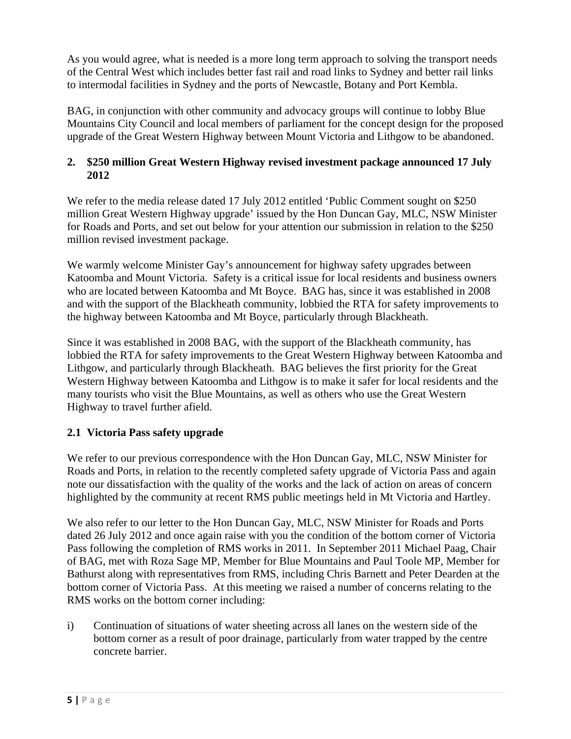As you would agree, what is needed is a more long term approach to solving the transport needs of the Central West which includes better fast rail and road links to Sydney and better rail links to intermodal facilities in Sydney and the ports of Newcastle, Botany and Port Kembla.

BAG, in conjunction with other community and advocacy groups will continue to lobby Blue Mountains City Council and local members of parliament for the concept design for the proposed upgrade of the Great Western Highway between Mount Victoria and Lithgow to be abandoned.

## 2. $250 million Great Western Highway revised investment package announced 17 July 2012

We refer to the media release dated 17 July 2012 entitled 'Public Comment sought on $250 million Great Western Highway upgrade' issued by the Hon Duncan Gay, MLC, NSW Minister for Roads and Ports, and set out below for your attention our submission in relation to the $250 million revised investment package.

We warmly welcome Minister Gay's announcement for highway safety upgrades between Katoomba and Mount Victoria. Safety is a critical issue for local residents and business owners who are located between Katoomba and Mt Boyce. BAG has, since it was established in 2008 and with the support of the Blackheath community, lobbied the RTA for safety improvements to the highway between Katoomba and Mt Boyce, particularly through Blackheath.

Since it was established in 2008 BAG, with the support of the Blackheath community, has lobbied the RTA for safety improvements to the Great Western Highway between Katoomba and Lithgow, and particularly through Blackheath. BAG believes the first priority for the Great Western Highway between Katoomba and Lithgow is to make it safer for local residents and the many tourists who visit the Blue Mountains, as well as others who use the Great Western Highway to travel further afield.

### 2.1 Victoria Pass safety upgrade

We refer to our previous correspondence with the Hon Duncan Gay, MLC, NSW Minister for Roads and Ports, in relation to the recently completed safety upgrade of Victoria Pass and again note our dissatisfaction with the quality of the works and the lack of action on areas of concern highlighted by the community at recent RMS public meetings held in Mt Victoria and Hartley.

We also refer to our letter to the Hon Duncan Gay, MLC, NSW Minister for Roads and Ports dated 26 July 2012 and once again raise with you the condition of the bottom corner of Victoria Pass following the completion of RMS works in 2011. In September 2011 Michael Paag, Chair of BAG, met with Roza Sage MP, Member for Blue Mountains and Paul Toole MP, Member for Bathurst along with representatives from RMS, including Chris Barnett and Peter Dearden at the bottom corner of Victoria Pass. At this meeting we raised a number of concerns relating to the RMS works on the bottom corner including:

i) Continuation of situations of water sheeting across all lanes on the western side of the bottom corner as a result of poor drainage, particularly from water trapped by the centre concrete barrier.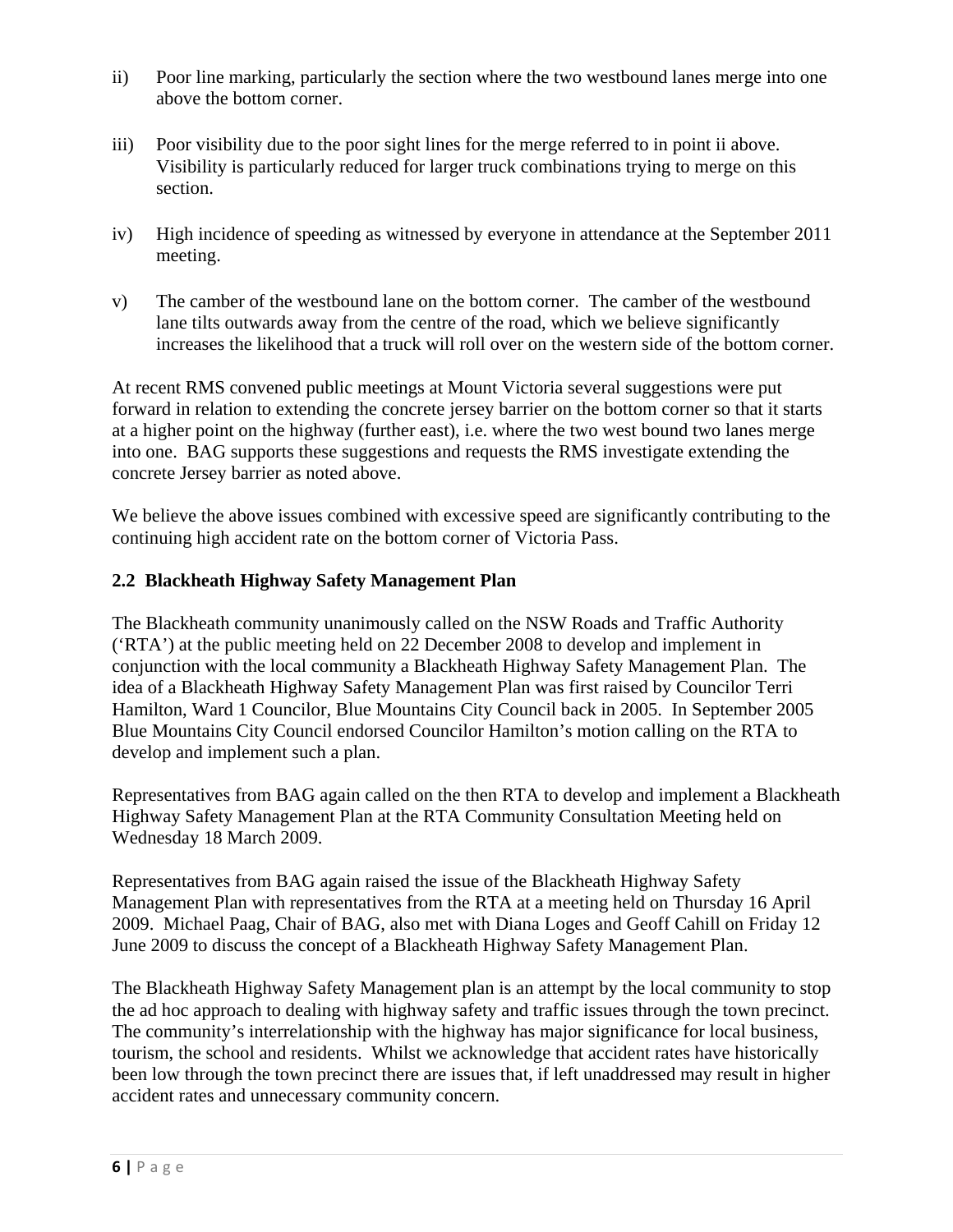ii) Poor line marking, particularly the section where the two westbound lanes merge into one above the bottom corner.

iii) Poor visibility due to the poor sight lines for the merge referred to in point ii above. Visibility is particularly reduced for larger truck combinations trying to merge on this section.

iv) High incidence of speeding as witnessed by everyone in attendance at the September 2011 meeting.

v) The camber of the westbound lane on the bottom corner. The camber of the westbound lane tilts outwards away from the centre of the road, which we believe significantly increases the likelihood that a truck will roll over on the western side of the bottom corner.

At recent RMS convened public meetings at Mount Victoria several suggestions were put forward in relation to extending the concrete jersey barrier on the bottom corner so that it starts at a higher point on the highway (further east), i.e. where the two west bound two lanes merge into one. BAG supports these suggestions and requests the RMS investigate extending the concrete Jersey barrier as noted above.

We believe the above issues combined with excessive speed are significantly contributing to the continuing high accident rate on the bottom corner of Victoria Pass.

### 2.2 Blackheath Highway Safety Management Plan

The Blackheath community unanimously called on the NSW Roads and Traffic Authority ('RTA') at the public meeting held on 22 December 2008 to develop and implement in conjunction with the local community a Blackheath Highway Safety Management Plan. The idea of a Blackheath Highway Safety Management Plan was first raised by Councilor Terri Hamilton, Ward 1 Councilor, Blue Mountains City Council back in 2005. In September 2005 Blue Mountains City Council endorsed Councilor Hamilton's motion calling on the RTA to develop and implement such a plan.

Representatives from BAG again called on the then RTA to develop and implement a Blackheath Highway Safety Management Plan at the RTA Community Consultation Meeting held on Wednesday 18 March 2009.

Representatives from BAG again raised the issue of the Blackheath Highway Safety Management Plan with representatives from the RTA at a meeting held on Thursday 16 April 2009. Michael Paag, Chair of BAG, also met with Diana Loges and Geoff Cahill on Friday 12 June 2009 to discuss the concept of a Blackheath Highway Safety Management Plan.

The Blackheath Highway Safety Management plan is an attempt by the local community to stop the ad hoc approach to dealing with highway safety and traffic issues through the town precinct. The community's interrelationship with the highway has major significance for local business, tourism, the school and residents. Whilst we acknowledge that accident rates have historically been low through the town precinct there are issues that, if left unaddressed may result in higher accident rates and unnecessary community concern.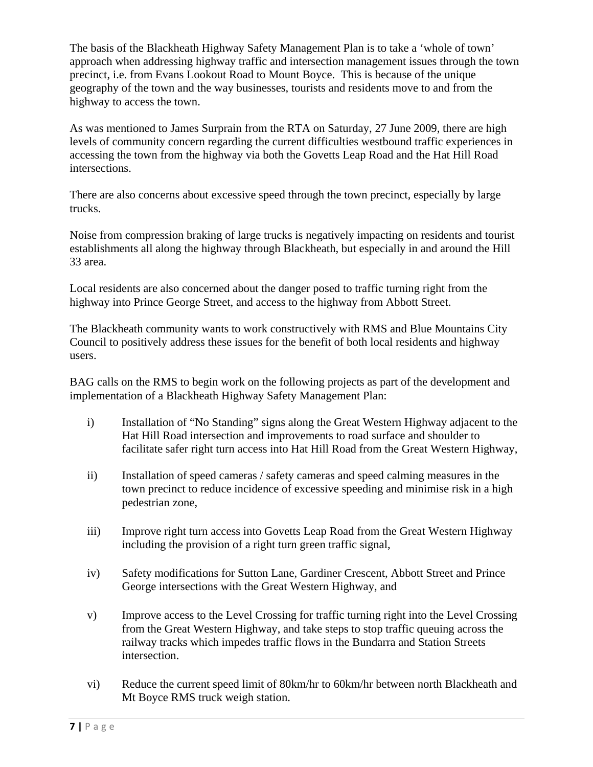The basis of the Blackheath Highway Safety Management Plan is to take a 'whole of town' approach when addressing highway traffic and intersection management issues through the town precinct, i.e. from Evans Lookout Road to Mount Boyce. This is because of the unique geography of the town and the way businesses, tourists and residents move to and from the highway to access the town.

As was mentioned to James Surprain from the RTA on Saturday, 27 June 2009, there are high levels of community concern regarding the current difficulties westbound traffic experiences in accessing the town from the highway via both the Govetts Leap Road and the Hat Hill Road intersections.

There are also concerns about excessive speed through the town precinct, especially by large trucks.

Noise from compression braking of large trucks is negatively impacting on residents and tourist establishments all along the highway through Blackheath, but especially in and around the Hill 33 area.

Local residents are also concerned about the danger posed to traffic turning right from the highway into Prince George Street, and access to the highway from Abbott Street.

The Blackheath community wants to work constructively with RMS and Blue Mountains City Council to positively address these issues for the benefit of both local residents and highway users.

BAG calls on the RMS to begin work on the following projects as part of the development and implementation of a Blackheath Highway Safety Management Plan:

i) Installation of "No Standing" signs along the Great Western Highway adjacent to the Hat Hill Road intersection and improvements to road surface and shoulder to facilitate safer right turn access into Hat Hill Road from the Great Western Highway,

ii) Installation of speed cameras / safety cameras and speed calming measures in the town precinct to reduce incidence of excessive speeding and minimise risk in a high pedestrian zone,

iii) Improve right turn access into Govetts Leap Road from the Great Western Highway including the provision of a right turn green traffic signal,

iv) Safety modifications for Sutton Lane, Gardiner Crescent, Abbott Street and Prince George intersections with the Great Western Highway, and

v) Improve access to the Level Crossing for traffic turning right into the Level Crossing from the Great Western Highway, and take steps to stop traffic queuing across the railway tracks which impedes traffic flows in the Bundarra and Station Streets intersection.

vi) Reduce the current speed limit of 80km/hr to 60km/hr between north Blackheath and Mt Boyce RMS truck weigh station.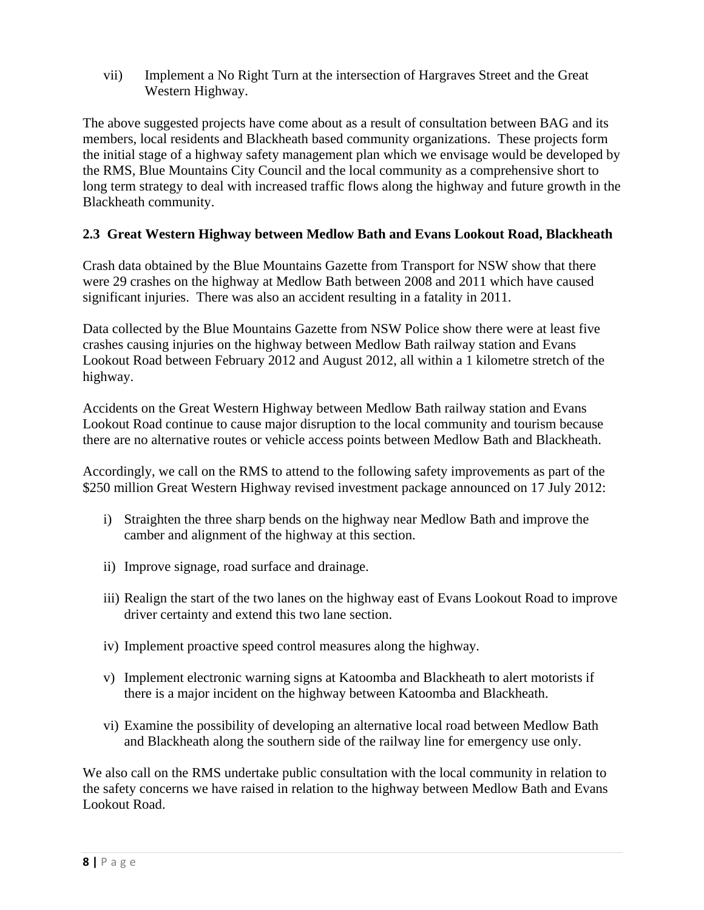vii) Implement a No Right Turn at the intersection of Hargraves Street and the Great Western Highway.

The above suggested projects have come about as a result of consultation between BAG and its members, local residents and Blackheath based community organizations. These projects form the initial stage of a highway safety management plan which we envisage would be developed by the RMS, Blue Mountains City Council and the local community as a comprehensive short to long term strategy to deal with increased traffic flows along the highway and future growth in the Blackheath community.

### 2.3 Great Western Highway between Medlow Bath and Evans Lookout Road, Blackheath

Crash data obtained by the Blue Mountains Gazette from Transport for NSW show that there were 29 crashes on the highway at Medlow Bath between 2008 and 2011 which have caused significant injuries. There was also an accident resulting in a fatality in 2011.

Data collected by the Blue Mountains Gazette from NSW Police show there were at least five crashes causing injuries on the highway between Medlow Bath railway station and Evans Lookout Road between February 2012 and August 2012, all within a 1 kilometre stretch of the highway.

Accidents on the Great Western Highway between Medlow Bath railway station and Evans Lookout Road continue to cause major disruption to the local community and tourism because there are no alternative routes or vehicle access points between Medlow Bath and Blackheath.

Accordingly, we call on the RMS to attend to the following safety improvements as part of the $250 million Great Western Highway revised investment package announced on 17 July 2012:

i) Straighten the three sharp bends on the highway near Medlow Bath and improve the camber and alignment of the highway at this section.

ii) Improve signage, road surface and drainage.

iii) Realign the start of the two lanes on the highway east of Evans Lookout Road to improve driver certainty and extend this two lane section.

iv) Implement proactive speed control measures along the highway.

v) Implement electronic warning signs at Katoomba and Blackheath to alert motorists if there is a major incident on the highway between Katoomba and Blackheath.

vi) Examine the possibility of developing an alternative local road between Medlow Bath and Blackheath along the southern side of the railway line for emergency use only.

We also call on the RMS undertake public consultation with the local community in relation to the safety concerns we have raised in relation to the highway between Medlow Bath and Evans Lookout Road.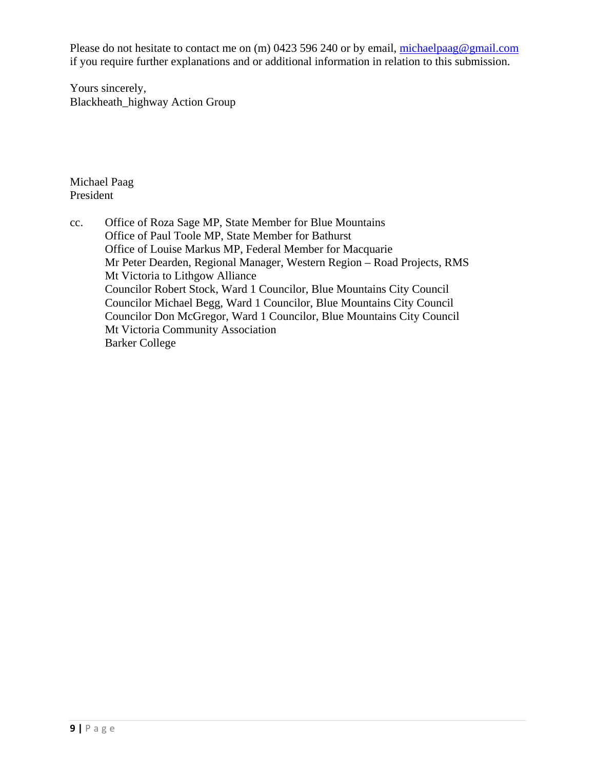Please do not hesitate to contact me on (m) 0423 596 240 or by email, michaelpaag@gmail.com if you require further explanations and or additional information in relation to this submission.

Yours sincerely,
Blackheath_highway Action Group

Michael Paag
President

cc. Office of Roza Sage MP, State Member for Blue Mountains
Office of Paul Toole MP, State Member for Bathurst
Office of Louise Markus MP, Federal Member for Macquarie
Mr Peter Dearden, Regional Manager, Western Region – Road Projects, RMS
Mt Victoria to Lithgow Alliance
Councilor Robert Stock, Ward 1 Councilor, Blue Mountains City Council
Councilor Michael Begg, Ward 1 Councilor, Blue Mountains City Council
Councilor Don McGregor, Ward 1 Councilor, Blue Mountains City Council
Mt Victoria Community Association
Barker College